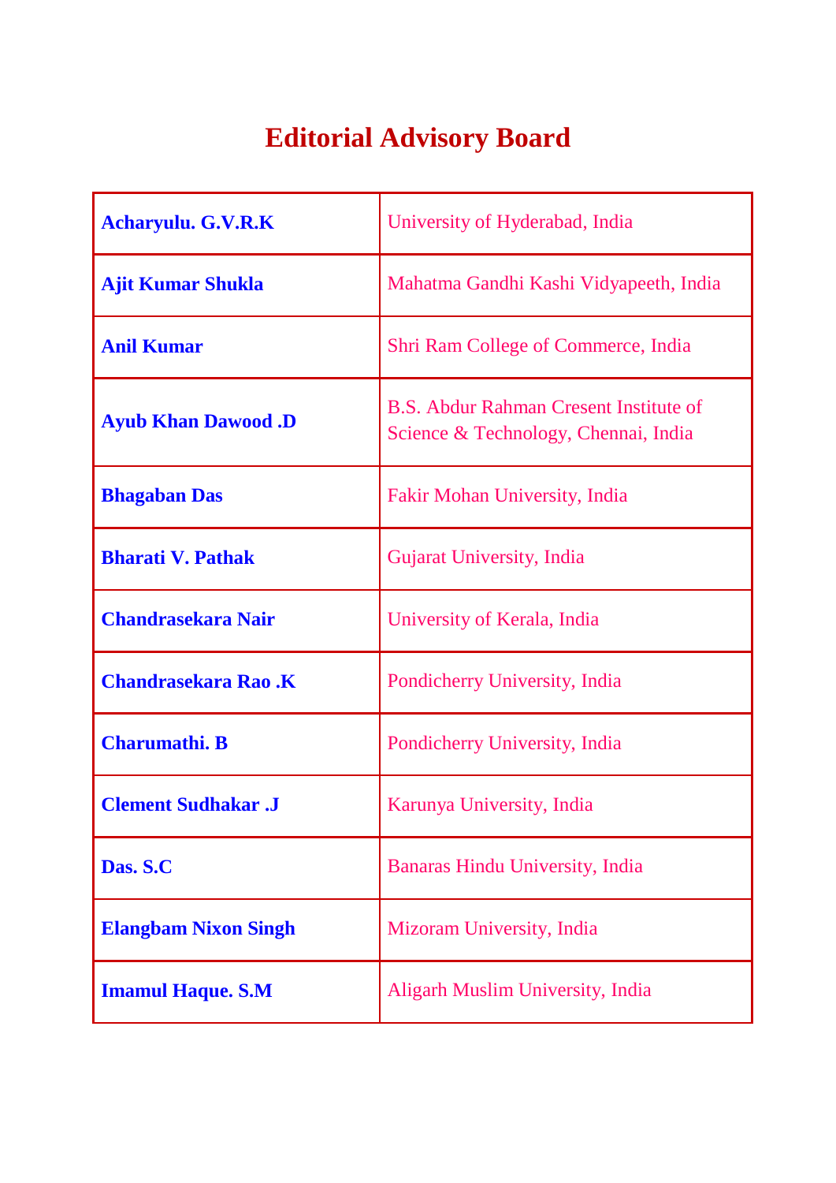# Editorial Advisory Board

| | |
|---|---|
| **Acharyulu. G.V.R.K** | University of Hyderabad, India |
| **Ajit Kumar Shukla** | Mahatma Gandhi Kashi Vidyapeeth, India |
| **Anil Kumar** | Shri Ram College of Commerce, India |
| **Ayub Khan Dawood .D** | B.S. Abdur Rahman Cresent Institute of Science & Technology, Chennai, India |
| **Bhagaban Das** | Fakir Mohan University, India |
| **Bharati V. Pathak** | Gujarat University, India |
| **Chandrasekara Nair** | University of Kerala, India |
| **Chandrasekara Rao .K** | Pondicherry University, India |
| **Charumathi. B** | Pondicherry University, India |
| **Clement Sudhakar .J** | Karunya University, India |
| **Das. S.C** | Banaras Hindu University, India |
| **Elangbam Nixon Singh** | Mizoram University, India |
| **Imamul Haque. S.M** | Aligarh Muslim University, India |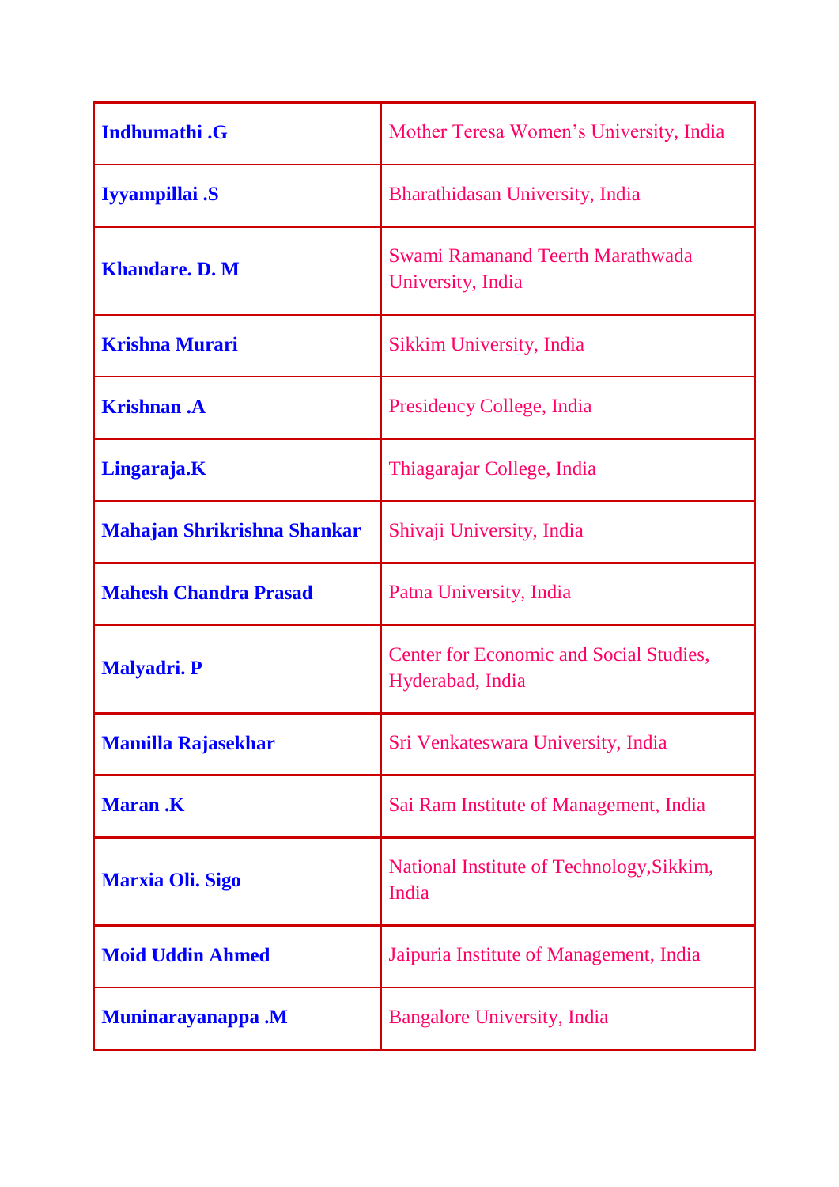| | |
|---|---|
| **Indhumathi .G** | Mother Teresa Women's University, India |
| **Iyyampillai .S** | Bharathidasan University, India |
| **Khandare. D. M** | Swami Ramanand Teerth Marathwada University, India |
| **Krishna Murari** | Sikkim University, India |
| **Krishnan .A** | Presidency College, India |
| **Lingaraja.K** | Thiagarajar College, India |
| **Mahajan Shrikrishna Shankar** | Shivaji University, India |
| **Mahesh Chandra Prasad** | Patna University, India |
| **Malyadri. P** | Center for Economic and Social Studies, Hyderabad, India |
| **Mamilla Rajasekhar** | Sri Venkateswara University, India |
| **Maran .K** | Sai Ram Institute of Management, India |
| **Marxia Oli. Sigo** | National Institute of Technology,Sikkim, India |
| **Moid Uddin Ahmed** | Jaipuria Institute of Management, India |
| **Muninarayanappa .M** | Bangalore University, India |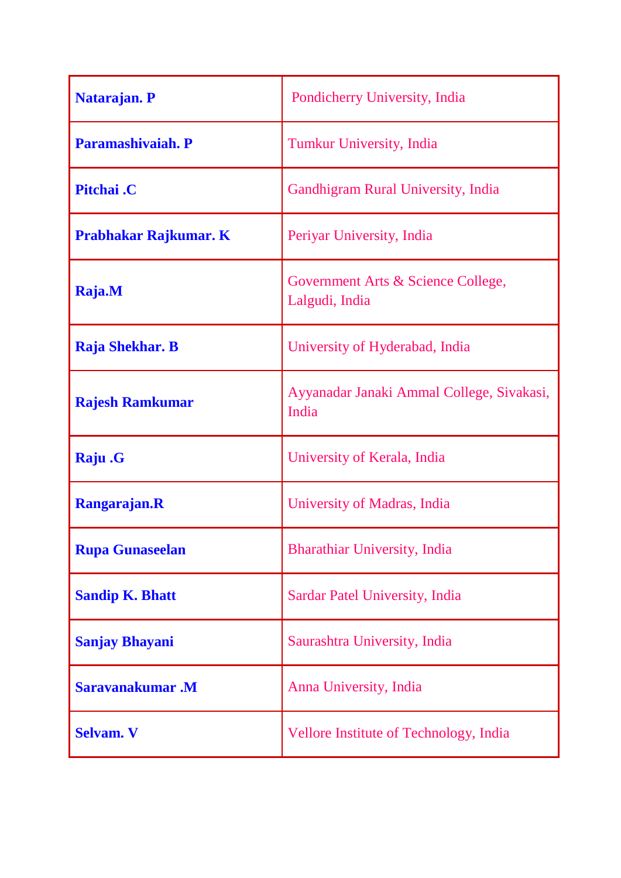| | |
|---|---|
| **Natarajan. P** | Pondicherry University, India |
| **Paramashivaiah. P** | Tumkur University, India |
| **Pitchai .C** | Gandhigram Rural University, India |
| **Prabhakar Rajkumar. K** | Periyar University, India |
| **Raja.M** | Government Arts & Science College, Lalgudi, India |
| **Raja Shekhar. B** | University of Hyderabad, India |
| **Rajesh Ramkumar** | Ayyanadar Janaki Ammal College, Sivakasi, India |
| **Raju .G** | University of Kerala, India |
| **Rangarajan.R** | University of Madras, India |
| **Rupa Gunaseelan** | Bharathiar University, India |
| **Sandip K. Bhatt** | Sardar Patel University, India |
| **Sanjay Bhayani** | Saurashtra University, India |
| **Saravanakumar .M** | Anna University, India |
| **Selvam. V** | Vellore Institute of Technology, India |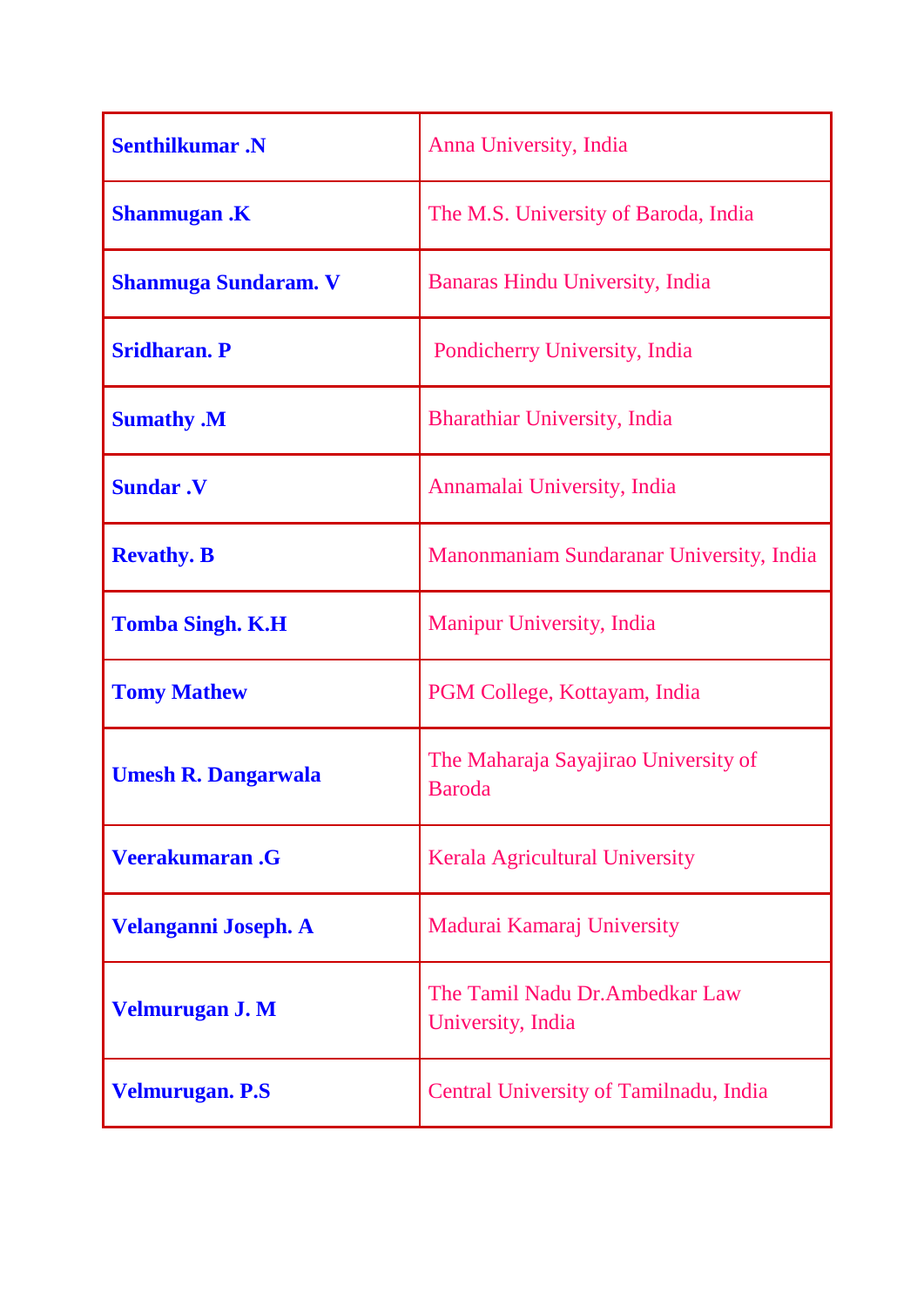| | |
|---|---|
| **Senthilkumar .N** | Anna University, India |
| **Shanmugan .K** | The M.S. University of Baroda, India |
| **Shanmuga Sundaram. V** | Banaras Hindu University, India |
| **Sridharan. P** | Pondicherry University, India |
| **Sumathy .M** | Bharathiar University, India |
| **Sundar .V** | Annamalai University, India |
| **Revathy. B** | Manonmaniam Sundaranar University, India |
| **Tomba Singh. K.H** | Manipur University, India |
| **Tomy Mathew** | PGM College, Kottayam, India |
| **Umesh R. Dangarwala** | The Maharaja Sayajirao University of Baroda |
| **Veerakumaran .G** | Kerala Agricultural University |
| **Velanganni Joseph. A** | Madurai Kamaraj University |
| **Velmurugan J. M** | The Tamil Nadu Dr.Ambedkar Law University, India |
| **Velmurugan. P.S** | Central University of Tamilnadu, India |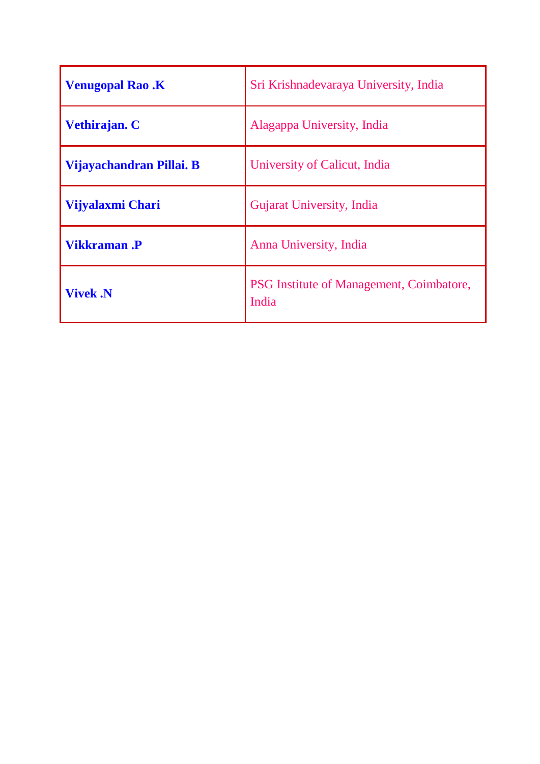| | |
|---|---|
| **Venugopal Rao .K** | Sri Krishnadevaraya University, India |
| **Vethirajan. C** | Alagappa University, India |
| **Vijayachandran Pillai. B** | University of Calicut, India |
| **Vijyalaxmi Chari** | Gujarat University, India |
| **Vikkraman .P** | Anna University, India |
| **Vivek .N** | PSG Institute of Management, Coimbatore, India |